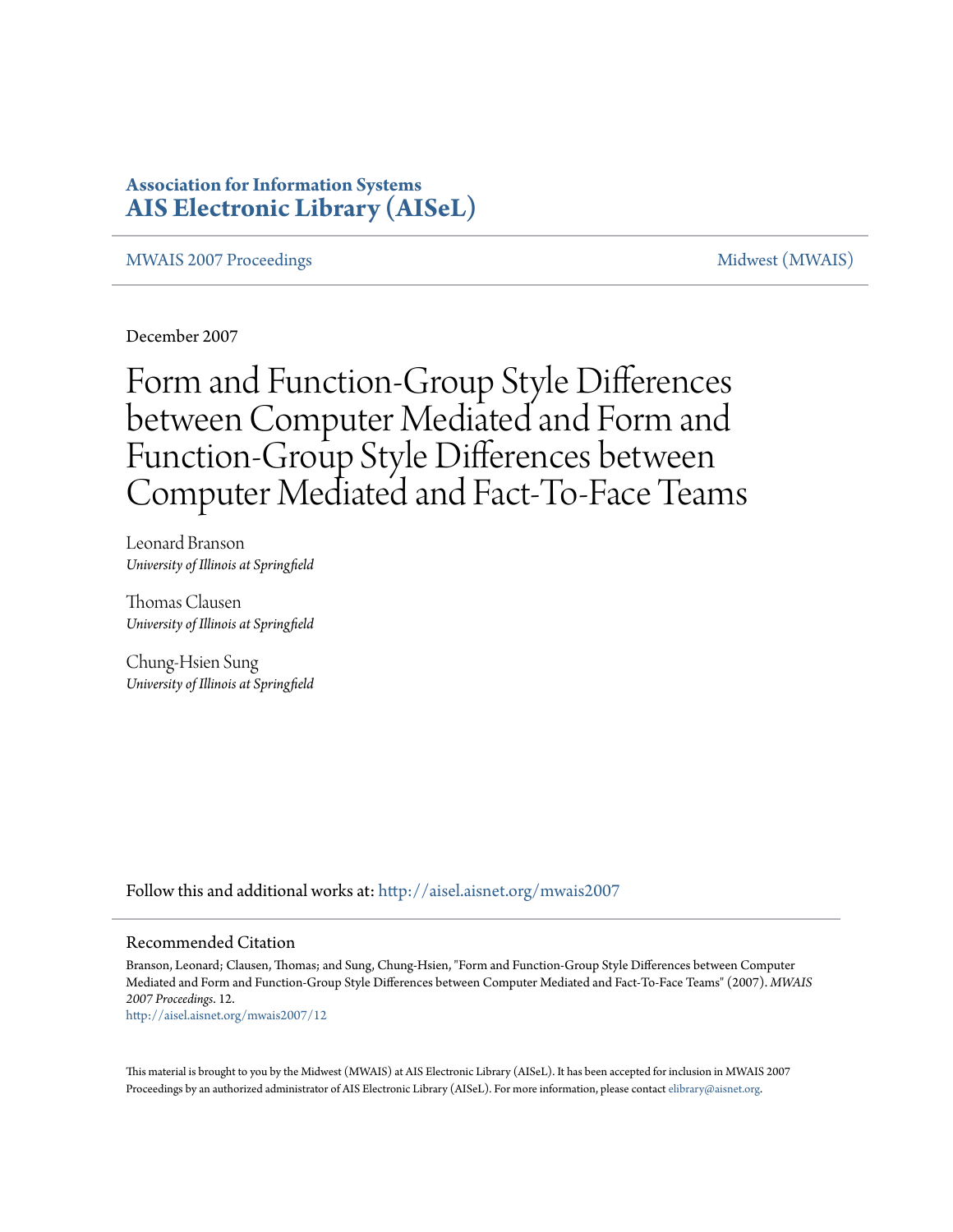**Association for Information Systems**
**[AIS Electronic Library (AISeL)](http://aisel.aisnet.org)**

MWAIS 2007 Proceedings | Midwest (MWAIS)

December 2007

# Form and Function-Group Style Differences between Computer Mediated and Form and Function-Group Style Differences between Computer Mediated and Fact-To-Face Teams

Leonard Branson
*University of Illinois at Springfield*

Thomas Clausen
*University of Illinois at Springfield*

Chung-Hsien Sung
*University of Illinois at Springfield*

Follow this and additional works at: http://aisel.aisnet.org/mwais2007

## Recommended Citation

Branson, Leonard; Clausen, Thomas; and Sung, Chung-Hsien, "Form and Function-Group Style Differences between Computer Mediated and Form and Function-Group Style Differences between Computer Mediated and Fact-To-Face Teams" (2007). *MWAIS 2007 Proceedings*. 12.
http://aisel.aisnet.org/mwais2007/12

This material is brought to you by the Midwest (MWAIS) at AIS Electronic Library (AISeL). It has been accepted for inclusion in MWAIS 2007 Proceedings by an authorized administrator of AIS Electronic Library (AISeL). For more information, please contact elibrary@aisnet.org.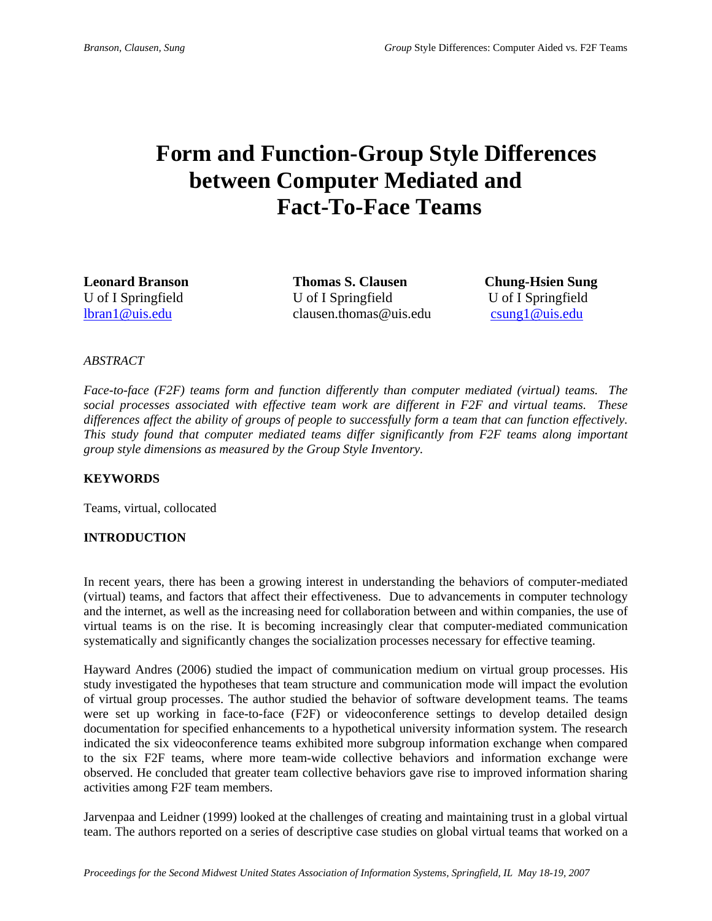# Form and Function-Group Style Differences between Computer Mediated and Fact-To-Face Teams

**Leonard Branson**
U of I Springfield
lbran1@uis.edu

**Thomas S. Clausen**
U of I Springfield
clausen.thomas@uis.edu

**Chung-Hsien Sung**
U of I Springfield
csung1@uis.edu

*ABSTRACT*

*Face-to-face (F2F) teams form and function differently than computer mediated (virtual) teams. The social processes associated with effective team work are different in F2F and virtual teams. These differences affect the ability of groups of people to successfully form a team that can function effectively. This study found that computer mediated teams differ significantly from F2F teams along important group style dimensions as measured by the Group Style Inventory.*

**KEYWORDS**

Teams, virtual, collocated

**INTRODUCTION**

In recent years, there has been a growing interest in understanding the behaviors of computer-mediated (virtual) teams, and factors that affect their effectiveness. Due to advancements in computer technology and the internet, as well as the increasing need for collaboration between and within companies, the use of virtual teams is on the rise. It is becoming increasingly clear that computer-mediated communication systematically and significantly changes the socialization processes necessary for effective teaming.

Hayward Andres (2006) studied the impact of communication medium on virtual group processes. His study investigated the hypotheses that team structure and communication mode will impact the evolution of virtual group processes. The author studied the behavior of software development teams. The teams were set up working in face-to-face (F2F) or videoconference settings to develop detailed design documentation for specified enhancements to a hypothetical university information system. The research indicated the six videoconference teams exhibited more subgroup information exchange when compared to the six F2F teams, where more team-wide collective behaviors and information exchange were observed. He concluded that greater team collective behaviors gave rise to improved information sharing activities among F2F team members.

Jarvenpaa and Leidner (1999) looked at the challenges of creating and maintaining trust in a global virtual team. The authors reported on a series of descriptive case studies on global virtual teams that worked on a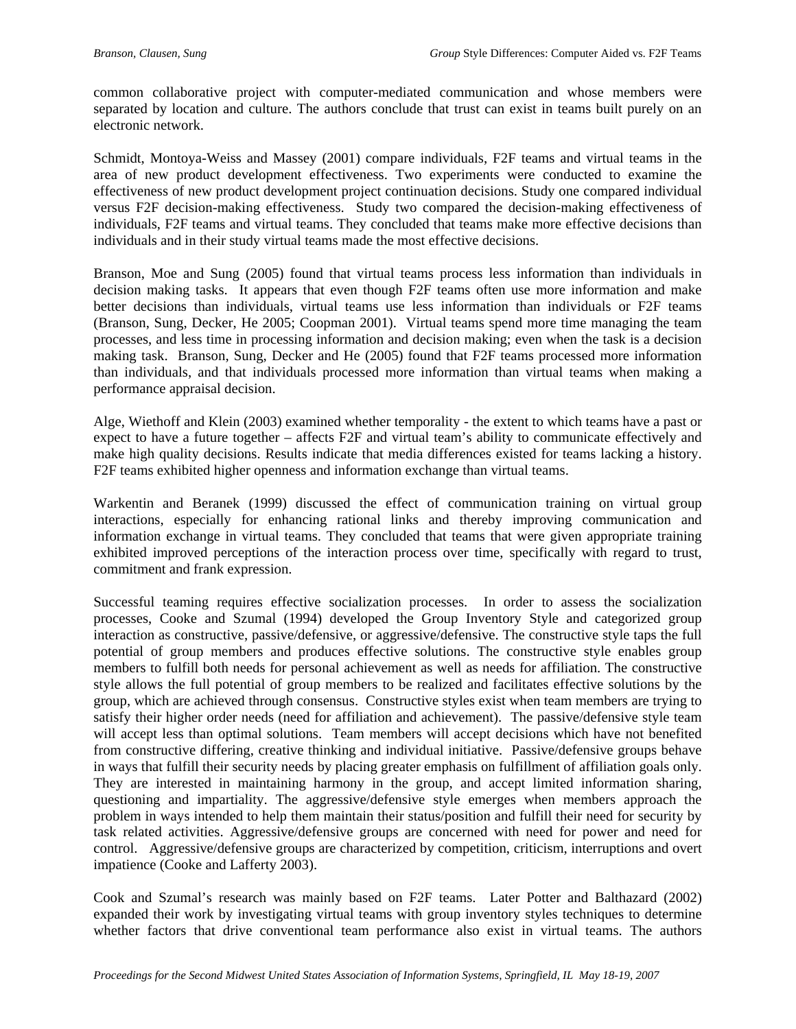common collaborative project with computer-mediated communication and whose members were separated by location and culture. The authors conclude that trust can exist in teams built purely on an electronic network.

Schmidt, Montoya-Weiss and Massey (2001) compare individuals, F2F teams and virtual teams in the area of new product development effectiveness. Two experiments were conducted to examine the effectiveness of new product development project continuation decisions. Study one compared individual versus F2F decision-making effectiveness. Study two compared the decision-making effectiveness of individuals, F2F teams and virtual teams. They concluded that teams make more effective decisions than individuals and in their study virtual teams made the most effective decisions.

Branson, Moe and Sung (2005) found that virtual teams process less information than individuals in decision making tasks. It appears that even though F2F teams often use more information and make better decisions than individuals, virtual teams use less information than individuals or F2F teams (Branson, Sung, Decker, He 2005; Coopman 2001). Virtual teams spend more time managing the team processes, and less time in processing information and decision making; even when the task is a decision making task. Branson, Sung, Decker and He (2005) found that F2F teams processed more information than individuals, and that individuals processed more information than virtual teams when making a performance appraisal decision.

Alge, Wiethoff and Klein (2003) examined whether temporality - the extent to which teams have a past or expect to have a future together – affects F2F and virtual team's ability to communicate effectively and make high quality decisions. Results indicate that media differences existed for teams lacking a history. F2F teams exhibited higher openness and information exchange than virtual teams.

Warkentin and Beranek (1999) discussed the effect of communication training on virtual group interactions, especially for enhancing rational links and thereby improving communication and information exchange in virtual teams. They concluded that teams that were given appropriate training exhibited improved perceptions of the interaction process over time, specifically with regard to trust, commitment and frank expression.

Successful teaming requires effective socialization processes. In order to assess the socialization processes, Cooke and Szumal (1994) developed the Group Inventory Style and categorized group interaction as constructive, passive/defensive, or aggressive/defensive. The constructive style taps the full potential of group members and produces effective solutions. The constructive style enables group members to fulfill both needs for personal achievement as well as needs for affiliation. The constructive style allows the full potential of group members to be realized and facilitates effective solutions by the group, which are achieved through consensus. Constructive styles exist when team members are trying to satisfy their higher order needs (need for affiliation and achievement). The passive/defensive style team will accept less than optimal solutions. Team members will accept decisions which have not benefited from constructive differing, creative thinking and individual initiative. Passive/defensive groups behave in ways that fulfill their security needs by placing greater emphasis on fulfillment of affiliation goals only. They are interested in maintaining harmony in the group, and accept limited information sharing, questioning and impartiality. The aggressive/defensive style emerges when members approach the problem in ways intended to help them maintain their status/position and fulfill their need for security by task related activities. Aggressive/defensive groups are concerned with need for power and need for control. Aggressive/defensive groups are characterized by competition, criticism, interruptions and overt impatience (Cooke and Lafferty 2003).

Cook and Szumal's research was mainly based on F2F teams. Later Potter and Balthazard (2002) expanded their work by investigating virtual teams with group inventory styles techniques to determine whether factors that drive conventional team performance also exist in virtual teams. The authors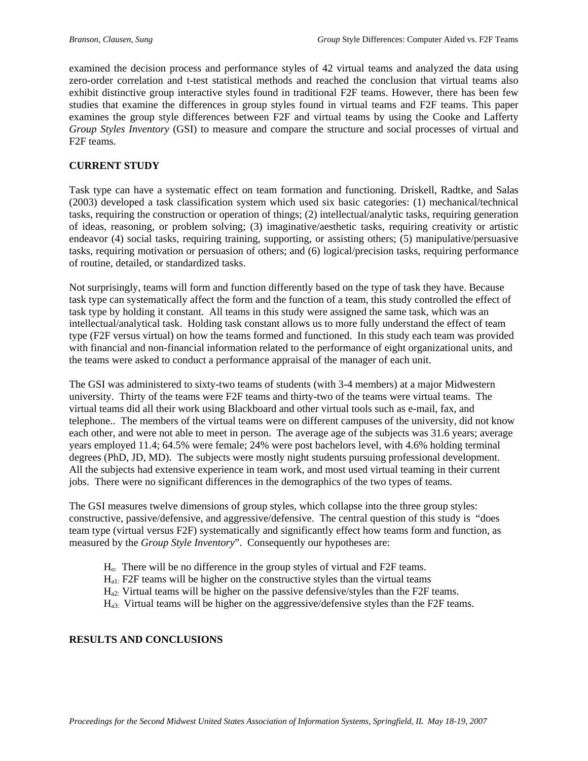examined the decision process and performance styles of 42 virtual teams and analyzed the data using zero-order correlation and t-test statistical methods and reached the conclusion that virtual teams also exhibit distinctive group interactive styles found in traditional F2F teams. However, there has been few studies that examine the differences in group styles found in virtual teams and F2F teams. This paper examines the group style differences between F2F and virtual teams by using the Cooke and Lafferty *Group Styles Inventory* (GSI) to measure and compare the structure and social processes of virtual and F2F teams.

**CURRENT STUDY**

Task type can have a systematic effect on team formation and functioning. Driskell, Radtke, and Salas (2003) developed a task classification system which used six basic categories: (1) mechanical/technical tasks, requiring the construction or operation of things; (2) intellectual/analytic tasks, requiring generation of ideas, reasoning, or problem solving; (3) imaginative/aesthetic tasks, requiring creativity or artistic endeavor (4) social tasks, requiring training, supporting, or assisting others; (5) manipulative/persuasive tasks, requiring motivation or persuasion of others; and (6) logical/precision tasks, requiring performance of routine, detailed, or standardized tasks.

Not surprisingly, teams will form and function differently based on the type of task they have. Because task type can systematically affect the form and the function of a team, this study controlled the effect of task type by holding it constant. All teams in this study were assigned the same task, which was an intellectual/analytical task. Holding task constant allows us to more fully understand the effect of team type (F2F versus virtual) on how the teams formed and functioned. In this study each team was provided with financial and non-financial information related to the performance of eight organizational units, and the teams were asked to conduct a performance appraisal of the manager of each unit.

The GSI was administered to sixty-two teams of students (with 3-4 members) at a major Midwestern university. Thirty of the teams were F2F teams and thirty-two of the teams were virtual teams. The virtual teams did all their work using Blackboard and other virtual tools such as e-mail, fax, and telephone.. The members of the virtual teams were on different campuses of the university, did not know each other, and were not able to meet in person. The average age of the subjects was 31.6 years; average years employed 11.4; 64.5% were female; 24% were post bachelors level, with 4.6% holding terminal degrees (PhD, JD, MD). The subjects were mostly night students pursuing professional development. All the subjects had extensive experience in team work, and most used virtual teaming in their current jobs. There were no significant differences in the demographics of the two types of teams.

The GSI measures twelve dimensions of group styles, which collapse into the three group styles: constructive, passive/defensive, and aggressive/defensive. The central question of this study is "does team type (virtual versus F2F) systematically and significantly effect how teams form and function, as measured by the *Group Style Inventory*". Consequently our hypotheses are:

$H_{o:}$ There will be no difference in the group styles of virtual and F2F teams.
$H_{a1:}$ F2F teams will be higher on the constructive styles than the virtual teams
$H_{a2:}$ Virtual teams will be higher on the passive defensive/styles than the F2F teams.
$H_{a3:}$ Virtual teams will be higher on the aggressive/defensive styles than the F2F teams.

**RESULTS AND CONCLUSIONS**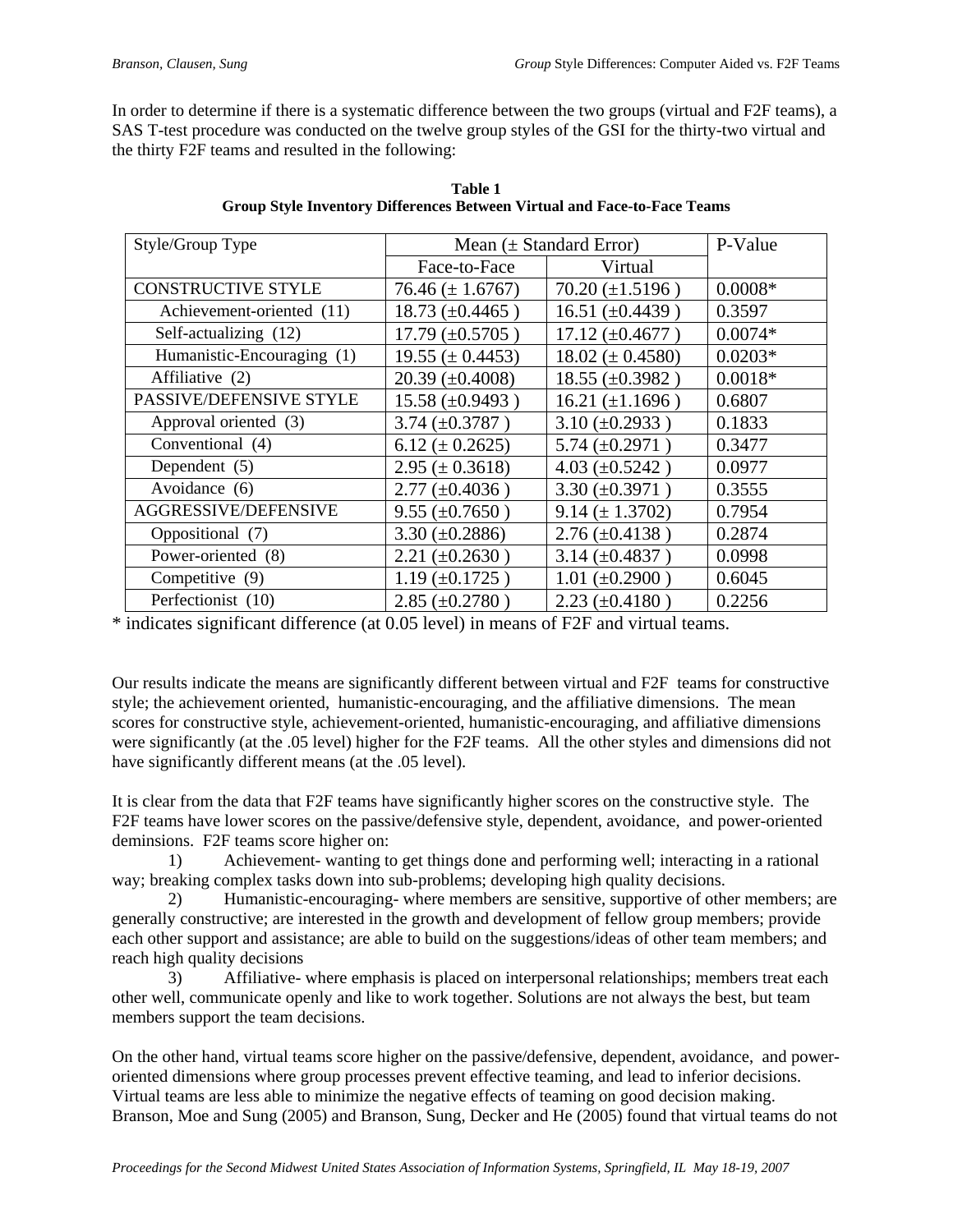In order to determine if there is a systematic difference between the two groups (virtual and F2F teams), a SAS T-test procedure was conducted on the twelve group styles of the GSI for the thirty-two virtual and the thirty F2F teams and resulted in the following:

**Table 1**
**Group Style Inventory Differences Between Virtual and Face-to-Face Teams**

| Style/Group Type | Mean (± Standard Error) | | P-Value |
|---|---|---|---|
| | Face-to-Face | Virtual | |
| CONSTRUCTIVE STYLE | 76.46 (± 1.6767) | 70.20 (±1.5196 ) | 0.0008* |
| Achievement-oriented (11) | 18.73 (±0.4465 ) | 16.51 (±0.4439 ) | 0.3597 |
| Self-actualizing (12) | 17.79 (±0.5705 ) | 17.12 (±0.4677 ) | 0.0074* |
| Humanistic-Encouraging (1) | 19.55 (± 0.4453) | 18.02 (± 0.4580) | 0.0203* |
| Affiliative (2) | 20.39 (±0.4008) | 18.55 (±0.3982 ) | 0.0018* |
| PASSIVE/DEFENSIVE STYLE | 15.58 (±0.9493 ) | 16.21 (±1.1696 ) | 0.6807 |
| Approval oriented (3) | 3.74 (±0.3787 ) | 3.10 (±0.2933 ) | 0.1833 |
| Conventional (4) | 6.12 (± 0.2625) | 5.74 (±0.2971 ) | 0.3477 |
| Dependent (5) | 2.95 (± 0.3618) | 4.03 (±0.5242 ) | 0.0977 |
| Avoidance (6) | 2.77 (±0.4036 ) | 3.30 (±0.3971 ) | 0.3555 |
| AGGRESSIVE/DEFENSIVE | 9.55 (±0.7650 ) | 9.14 (± 1.3702) | 0.7954 |
| Oppositional (7) | 3.30 (±0.2886) | 2.76 (±0.4138 ) | 0.2874 |
| Power-oriented (8) | 2.21 (±0.2630 ) | 3.14 (±0.4837 ) | 0.0998 |
| Competitive (9) | 1.19 (±0.1725 ) | 1.01 (±0.2900 ) | 0.6045 |
| Perfectionist (10) | 2.85 (±0.2780 ) | 2.23 (±0.4180 ) | 0.2256 |

* indicates significant difference (at 0.05 level) in means of F2F and virtual teams.

Our results indicate the means are significantly different between virtual and F2F teams for constructive style; the achievement oriented, humanistic-encouraging, and the affiliative dimensions. The mean scores for constructive style, achievement-oriented, humanistic-encouraging, and affiliative dimensions were significantly (at the .05 level) higher for the F2F teams. All the other styles and dimensions did not have significantly different means (at the .05 level).

It is clear from the data that F2F teams have significantly higher scores on the constructive style. The F2F teams have lower scores on the passive/defensive style, dependent, avoidance, and power-oriented deminsions. F2F teams score higher on:

1) Achievement- wanting to get things done and performing well; interacting in a rational way; breaking complex tasks down into sub-problems; developing high quality decisions.
2) Humanistic-encouraging- where members are sensitive, supportive of other members; are generally constructive; are interested in the growth and development of fellow group members; provide each other support and assistance; are able to build on the suggestions/ideas of other team members; and reach high quality decisions
3) Affiliative- where emphasis is placed on interpersonal relationships; members treat each other well, communicate openly and like to work together. Solutions are not always the best, but team members support the team decisions.

On the other hand, virtual teams score higher on the passive/defensive, dependent, avoidance, and power-oriented dimensions where group processes prevent effective teaming, and lead to inferior decisions. Virtual teams are less able to minimize the negative effects of teaming on good decision making. Branson, Moe and Sung (2005) and Branson, Sung, Decker and He (2005) found that virtual teams do not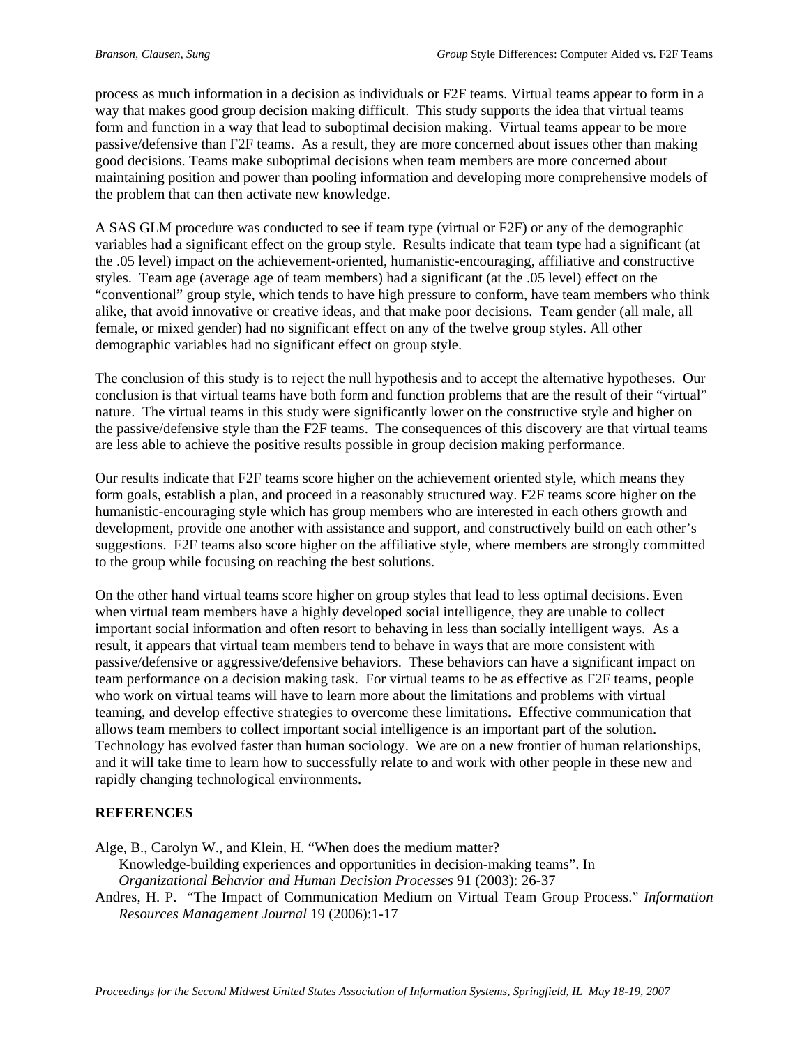process as much information in a decision as individuals or F2F teams. Virtual teams appear to form in a way that makes good group decision making difficult. This study supports the idea that virtual teams form and function in a way that lead to suboptimal decision making. Virtual teams appear to be more passive/defensive than F2F teams. As a result, they are more concerned about issues other than making good decisions. Teams make suboptimal decisions when team members are more concerned about maintaining position and power than pooling information and developing more comprehensive models of the problem that can then activate new knowledge.

A SAS GLM procedure was conducted to see if team type (virtual or F2F) or any of the demographic variables had a significant effect on the group style. Results indicate that team type had a significant (at the .05 level) impact on the achievement-oriented, humanistic-encouraging, affiliative and constructive styles. Team age (average age of team members) had a significant (at the .05 level) effect on the "conventional" group style, which tends to have high pressure to conform, have team members who think alike, that avoid innovative or creative ideas, and that make poor decisions. Team gender (all male, all female, or mixed gender) had no significant effect on any of the twelve group styles. All other demographic variables had no significant effect on group style.

The conclusion of this study is to reject the null hypothesis and to accept the alternative hypotheses. Our conclusion is that virtual teams have both form and function problems that are the result of their "virtual" nature. The virtual teams in this study were significantly lower on the constructive style and higher on the passive/defensive style than the F2F teams. The consequences of this discovery are that virtual teams are less able to achieve the positive results possible in group decision making performance.

Our results indicate that F2F teams score higher on the achievement oriented style, which means they form goals, establish a plan, and proceed in a reasonably structured way. F2F teams score higher on the humanistic-encouraging style which has group members who are interested in each others growth and development, provide one another with assistance and support, and constructively build on each other's suggestions. F2F teams also score higher on the affiliative style, where members are strongly committed to the group while focusing on reaching the best solutions.

On the other hand virtual teams score higher on group styles that lead to less optimal decisions. Even when virtual team members have a highly developed social intelligence, they are unable to collect important social information and often resort to behaving in less than socially intelligent ways. As a result, it appears that virtual team members tend to behave in ways that are more consistent with passive/defensive or aggressive/defensive behaviors. These behaviors can have a significant impact on team performance on a decision making task. For virtual teams to be as effective as F2F teams, people who work on virtual teams will have to learn more about the limitations and problems with virtual teaming, and develop effective strategies to overcome these limitations. Effective communication that allows team members to collect important social intelligence is an important part of the solution. Technology has evolved faster than human sociology. We are on a new frontier of human relationships, and it will take time to learn how to successfully relate to and work with other people in these new and rapidly changing technological environments.

## REFERENCES

Alge, B., Carolyn W., and Klein, H. "When does the medium matter? Knowledge-building experiences and opportunities in decision-making teams". In *Organizational Behavior and Human Decision Processes* 91 (2003): 26-37

Andres, H. P. "The Impact of Communication Medium on Virtual Team Group Process." *Information Resources Management Journal* 19 (2006):1-17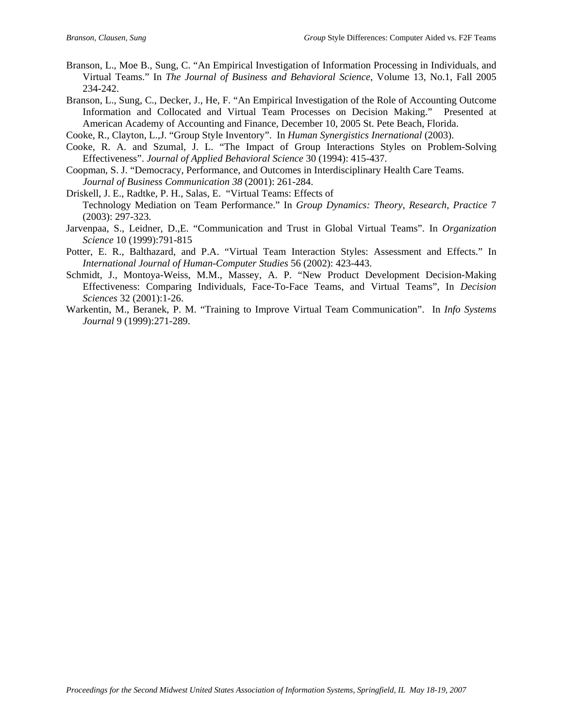Branson, L., Moe B., Sung, C. "An Empirical Investigation of Information Processing in Individuals, and Virtual Teams." In *The Journal of Business and Behavioral Science*, Volume 13, No.1, Fall 2005 234-242.

Branson, L., Sung, C., Decker, J., He, F. "An Empirical Investigation of the Role of Accounting Outcome Information and Collocated and Virtual Team Processes on Decision Making." Presented at American Academy of Accounting and Finance, December 10, 2005 St. Pete Beach, Florida.

Cooke, R., Clayton, L.,J. "Group Style Inventory". In *Human Synergistics Inernational* (2003).

Cooke, R. A. and Szumal, J. L. "The Impact of Group Interactions Styles on Problem-Solving Effectiveness". *Journal of Applied Behavioral Science* 30 (1994): 415-437.

Coopman, S. J. "Democracy, Performance, and Outcomes in Interdisciplinary Health Care Teams. *Journal of Business Communication 38* (2001): 261-284.

Driskell, J. E., Radtke, P. H., Salas, E. "Virtual Teams: Effects of Technology Mediation on Team Performance." In *Group Dynamics: Theory, Research, Practice* 7 (2003): 297-323.

Jarvenpaa, S., Leidner, D.,E. "Communication and Trust in Global Virtual Teams". In *Organization Science* 10 (1999):791-815

Potter, E. R., Balthazard, and P.A. "Virtual Team Interaction Styles: Assessment and Effects." In *International Journal of Human-Computer Studies* 56 (2002): 423-443.

Schmidt, J., Montoya-Weiss, M.M., Massey, A. P. "New Product Development Decision-Making Effectiveness: Comparing Individuals, Face-To-Face Teams, and Virtual Teams", In *Decision Sciences* 32 (2001):1-26.

Warkentin, M., Beranek, P. M. "Training to Improve Virtual Team Communication". In *Info Systems Journal* 9 (1999):271-289.